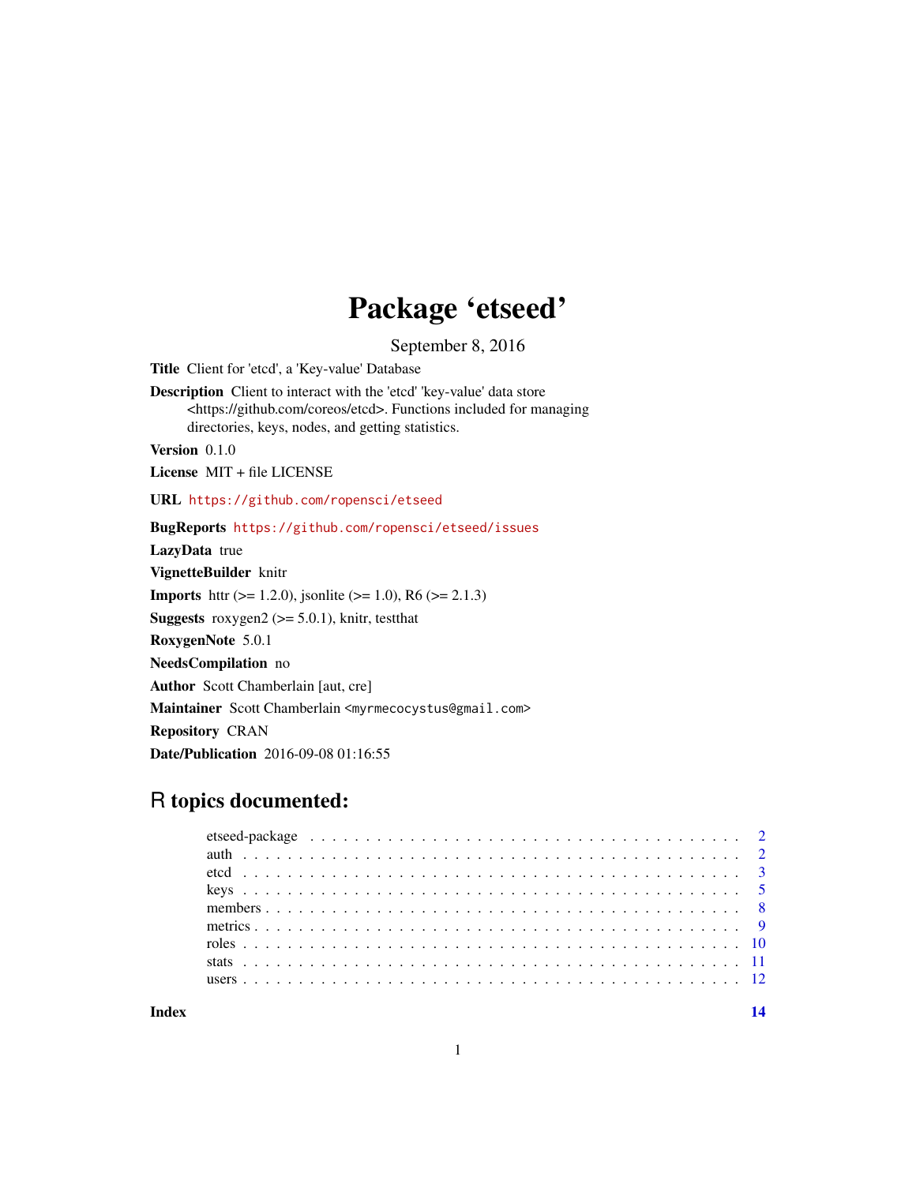# Package 'etseed'

September 8, 2016

**Title** Client for 'etcd', a 'Key-value' Database

**Description** Client to interact with the 'etcd' 'key-value' data store <https://github.com/coreos/etcd>. Functions included for managing directories, keys, nodes, and getting statistics.

**Version** 0.1.0

**License** MIT + file LICENSE

**URL** https://github.com/ropensci/etseed

**BugReports** https://github.com/ropensci/etseed/issues

**LazyData** true

**VignetteBuilder** knitr

**Imports** httr (>= 1.2.0), jsonlite (>= 1.0), R6 (>= 2.1.3)

**Suggests** roxygen2 (>= 5.0.1), knitr, testthat

**RoxygenNote** 5.0.1

**NeedsCompilation** no

**Author** Scott Chamberlain [aut, cre]

**Maintainer** Scott Chamberlain <myrmecocystus@gmail.com>

**Repository** CRAN

**Date/Publication** 2016-09-08 01:16:55

## R topics documented:

| | |
|---|---|
| etseed-package | 2 |
| auth | 2 |
| etcd | 3 |
| keys | 5 |
| members | 8 |
| metrics | 9 |
| roles | 10 |
| stats | 11 |
| users | 12 |
| **Index** | **14** |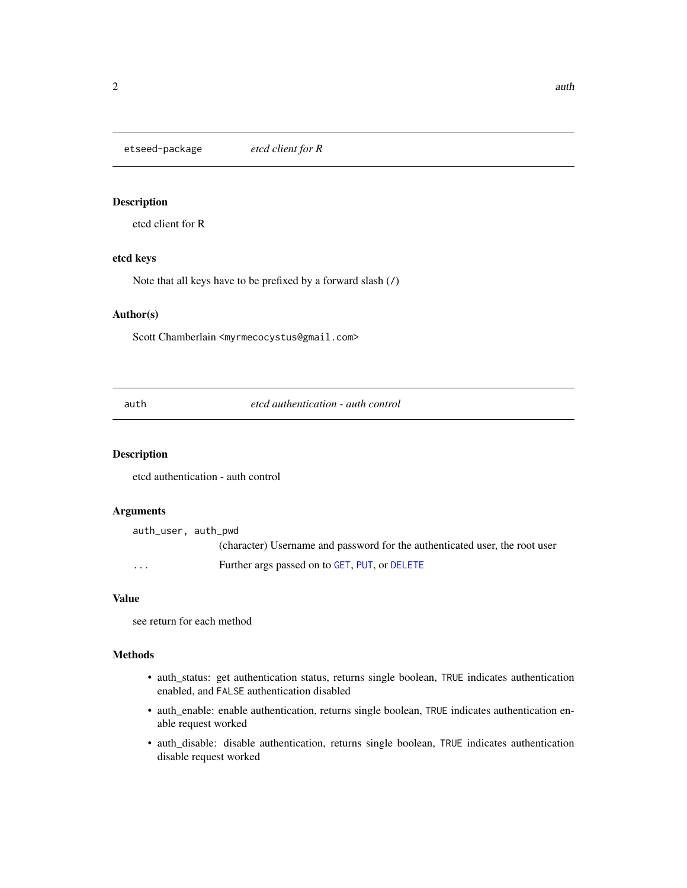## etseed-package *etcd client for R*

### Description

etcd client for R

### etcd keys

Note that all keys have to be prefixed by a forward slash (/)

### Author(s)

Scott Chamberlain <myrmecocystus@gmail.com>

## auth *etcd authentication - auth control*

### Description

etcd authentication - auth control

### Arguments

| | |
|---|---|
| auth_user, auth_pwd | (character) Username and password for the authenticated user, the root user |
| ... | Further args passed on to GET, PUT, or DELETE |

### Value

see return for each method

### Methods

- auth_status: get authentication status, returns single boolean, TRUE indicates authentication enabled, and FALSE authentication disabled
- auth_enable: enable authentication, returns single boolean, TRUE indicates authentication enable request worked
- auth_disable: disable authentication, returns single boolean, TRUE indicates authentication disable request worked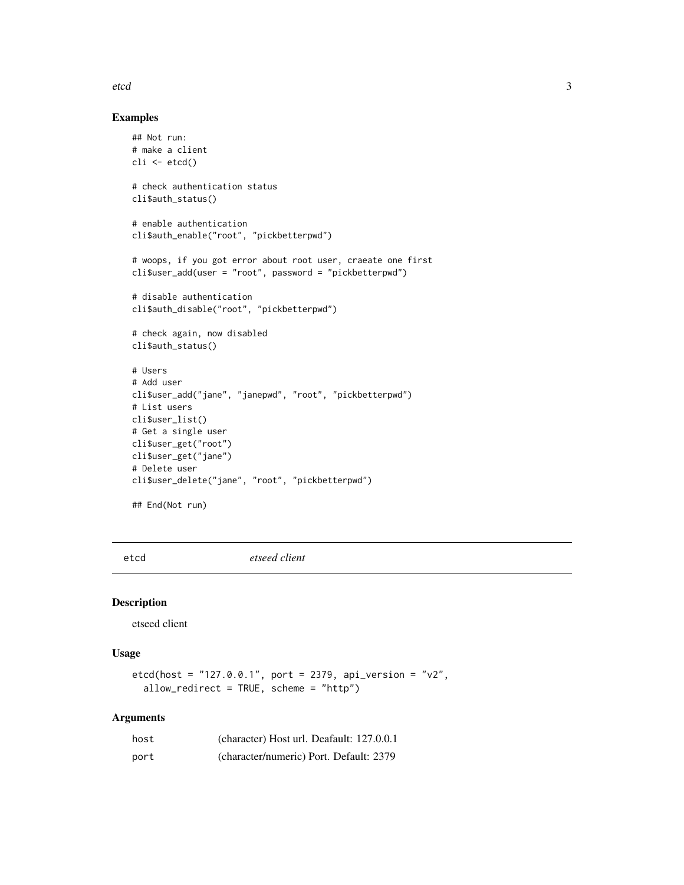## Examples

```
## Not run:
# make a client
cli <- etcd()

# check authentication status
cli$auth_status()

# enable authentication
cli$auth_enable("root", "pickbetterpwd")

# woops, if you got error about root user, craeate one first
cli$user_add(user = "root", password = "pickbetterpwd")

# disable authentication
cli$auth_disable("root", "pickbetterpwd")

# check again, now disabled
cli$auth_status()

# Users
# Add user
cli$user_add("jane", "janepwd", "root", "pickbetterpwd")
# List users
cli$user_list()
# Get a single user
cli$user_get("root")
cli$user_get("jane")
# Delete user
cli$user_delete("jane", "root", "pickbetterpwd")

## End(Not run)
```

---

# etcd *etseed client*

---

## Description

etseed client

## Usage

```
etcd(host = "127.0.0.1", port = 2379, api_version = "v2",
  allow_redirect = TRUE, scheme = "http")
```

## Arguments

| | |
|---|---|
| host | (character) Host url. Deafault: 127.0.0.1 |
| port | (character/numeric) Port. Default: 2379 |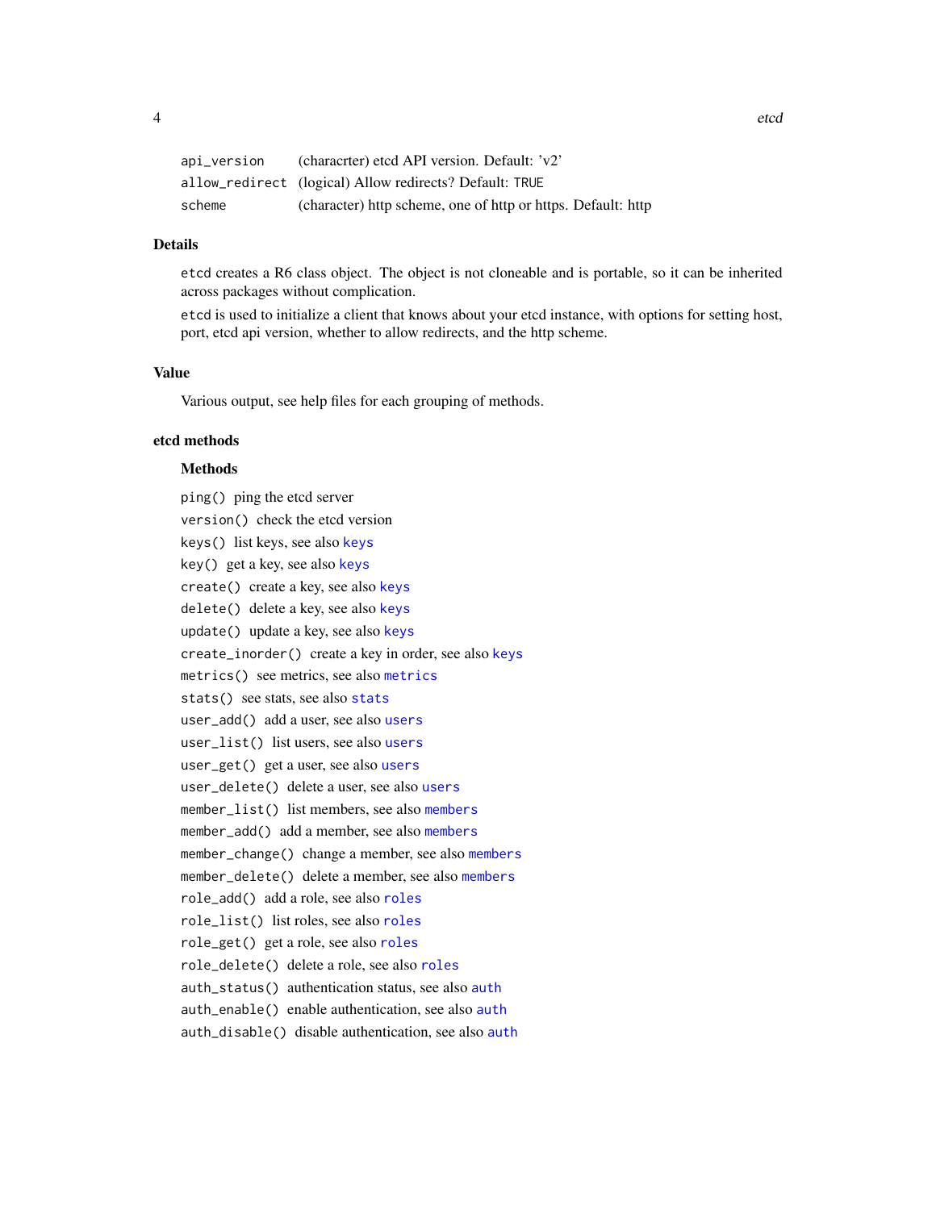| | |
|---|---|
| `api_version` | (characrter) etcd API version. Default: 'v2' |
| `allow_redirect` | (logical) Allow redirects? Default: `TRUE` |
| `scheme` | (character) http scheme, one of http or https. Default: http |

## Details

`etcd` creates a R6 class object. The object is not cloneable and is portable, so it can be inherited across packages without complication.

`etcd` is used to initialize a client that knows about your etcd instance, with options for setting host, port, etcd api version, whether to allow redirects, and the http scheme.

## Value

Various output, see help files for each grouping of methods.

## etcd methods

### Methods

`ping()` ping the etcd server

`version()` check the etcd version

`keys()` list keys, see also `keys`

`key()` get a key, see also `keys`

`create()` create a key, see also `keys`

`delete()` delete a key, see also `keys`

`update()` update a key, see also `keys`

`create_inorder()` create a key in order, see also `keys`

`metrics()` see metrics, see also `metrics`

`stats()` see stats, see also `stats`

`user_add()` add a user, see also `users`

`user_list()` list users, see also `users`

`user_get()` get a user, see also `users`

`user_delete()` delete a user, see also `users`

`member_list()` list members, see also `members`

`member_add()` add a member, see also `members`

`member_change()` change a member, see also `members`

`member_delete()` delete a member, see also `members`

`role_add()` add a role, see also `roles`

`role_list()` list roles, see also `roles`

`role_get()` get a role, see also `roles`

`role_delete()` delete a role, see also `roles`

`auth_status()` authentication status, see also `auth`

`auth_enable()` enable authentication, see also `auth`

`auth_disable()` disable authentication, see also `auth`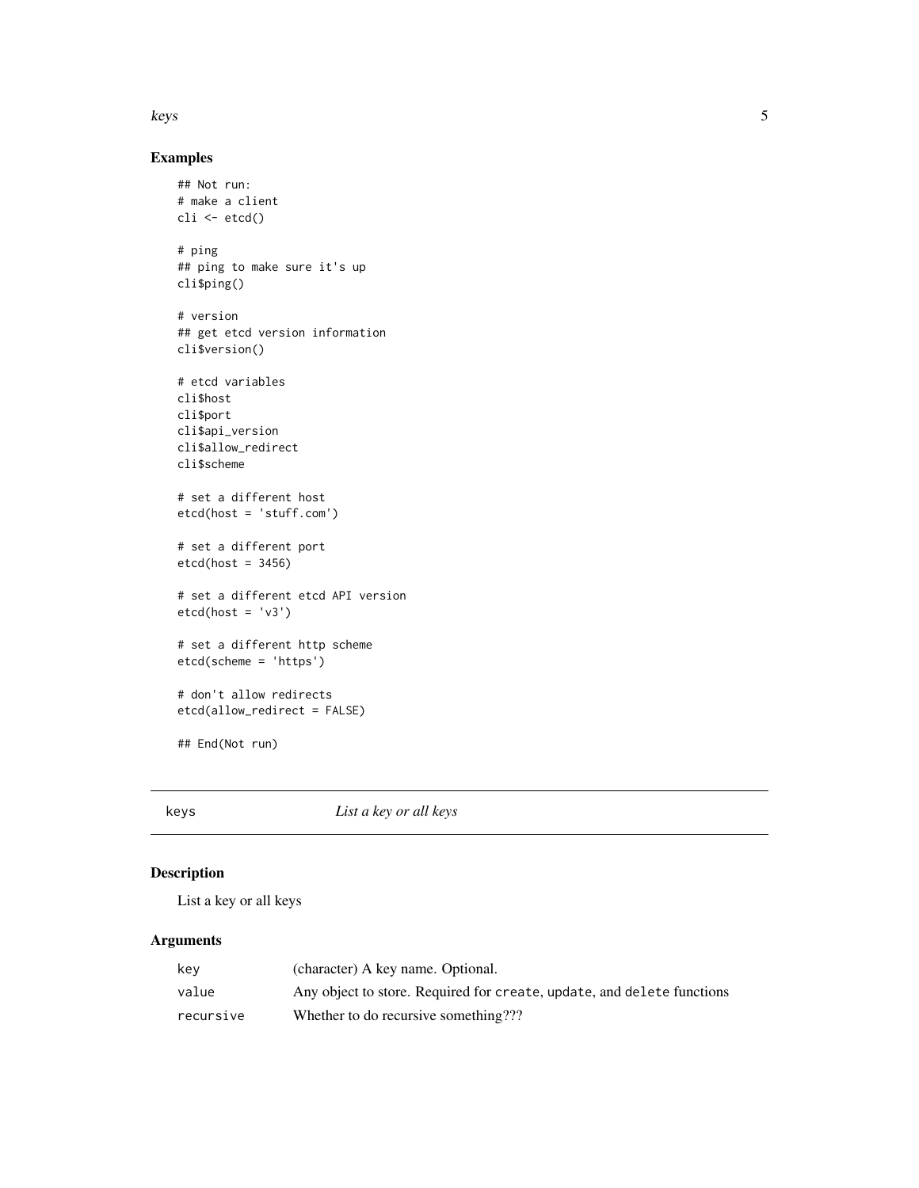## Examples

```
## Not run:
# make a client
cli <- etcd()

# ping
## ping to make sure it's up
cli$ping()

# version
## get etcd version information
cli$version()

# etcd variables
cli$host
cli$port
cli$api_version
cli$allow_redirect
cli$scheme

# set a different host
etcd(host = 'stuff.com')

# set a different port
etcd(host = 3456)

# set a different etcd API version
etcd(host = 'v3')

# set a different http scheme
etcd(scheme = 'https')

# don't allow redirects
etcd(allow_redirect = FALSE)

## End(Not run)
```

---

# keys — *List a key or all keys*

---

## Description

List a key or all keys

## Arguments

| | |
|---|---|
| `key` | (character) A key name. Optional. |
| `value` | Any object to store. Required for `create`, `update`, and `delete` functions |
| `recursive` | Whether to do recursive something??? |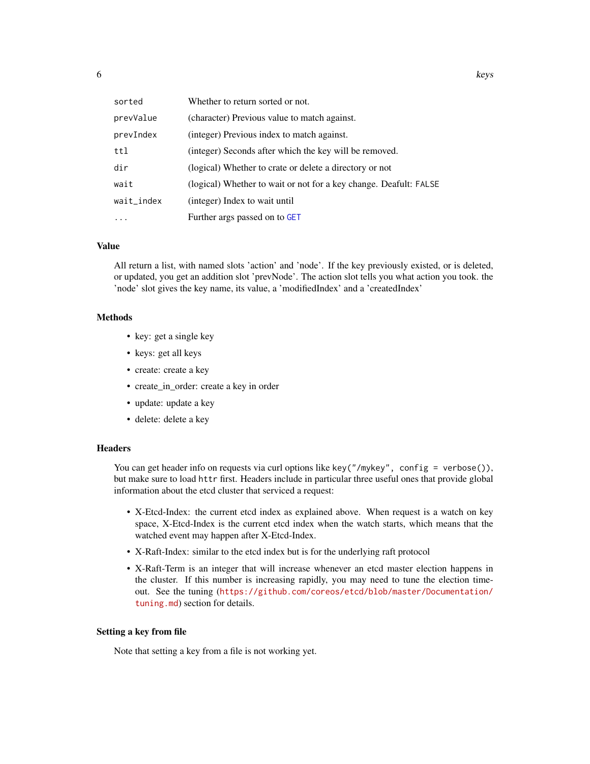| | |
|---|---|
| `sorted` | Whether to return sorted or not. |
| `prevValue` | (character) Previous value to match against. |
| `prevIndex` | (integer) Previous index to match against. |
| `ttl` | (integer) Seconds after which the key will be removed. |
| `dir` | (logical) Whether to crate or delete a directory or not |
| `wait` | (logical) Whether to wait or not for a key change. Deafult: `FALSE` |
| `wait_index` | (integer) Index to wait until |
| `...` | Further args passed on to `GET` |

### Value

All return a list, with named slots 'action' and 'node'. If the key previously existed, or is deleted, or updated, you get an addition slot 'prevNode'. The action slot tells you what action you took. the 'node' slot gives the key name, its value, a 'modifiedIndex' and a 'createdIndex'

### Methods

- key: get a single key
- keys: get all keys
- create: create a key
- create_in_order: create a key in order
- update: update a key
- delete: delete a key

### Headers

You can get header info on requests via curl options like `key("/mykey", config = verbose())`, but make sure to load `httr` first. Headers include in particular three useful ones that provide global information about the etcd cluster that serviced a request:

- X-Etcd-Index: the current etcd index as explained above. When request is a watch on key space, X-Etcd-Index is the current etcd index when the watch starts, which means that the watched event may happen after X-Etcd-Index.
- X-Raft-Index: similar to the etcd index but is for the underlying raft protocol
- X-Raft-Term is an integer that will increase whenever an etcd master election happens in the cluster. If this number is increasing rapidly, you may need to tune the election timeout. See the tuning (https://github.com/coreos/etcd/blob/master/Documentation/tuning.md) section for details.

### Setting a key from file

Note that setting a key from a file is not working yet.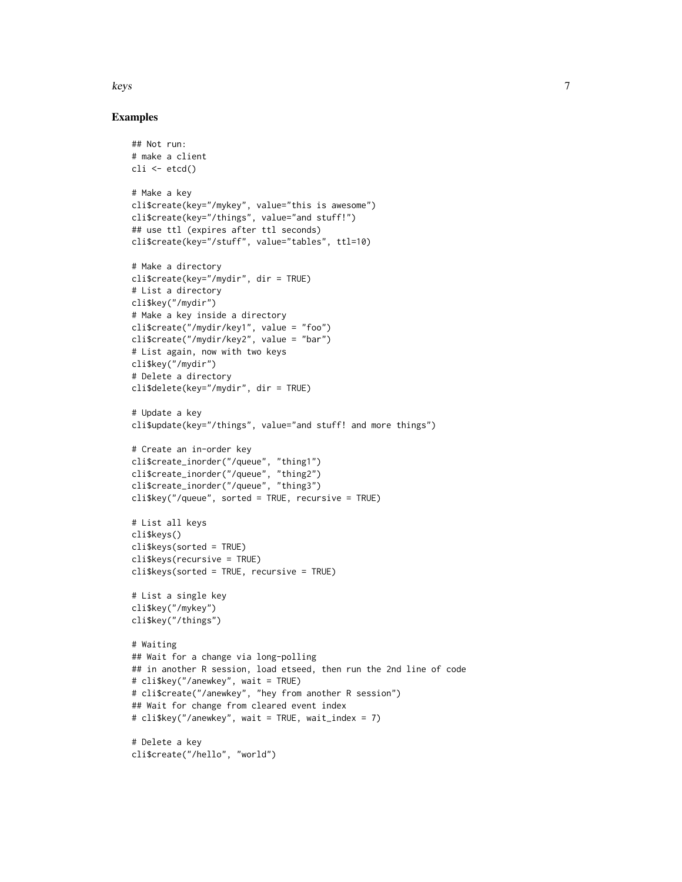## Examples

```
## Not run:
# make a client
cli <- etcd()

# Make a key
cli$create(key="/mykey", value="this is awesome")
cli$create(key="/things", value="and stuff!")
## use ttl (expires after ttl seconds)
cli$create(key="/stuff", value="tables", ttl=10)

# Make a directory
cli$create(key="/mydir", dir = TRUE)
# List a directory
cli$key("/mydir")
# Make a key inside a directory
cli$create("/mydir/key1", value = "foo")
cli$create("/mydir/key2", value = "bar")
# List again, now with two keys
cli$key("/mydir")
# Delete a directory
cli$delete(key="/mydir", dir = TRUE)

# Update a key
cli$update(key="/things", value="and stuff! and more things")

# Create an in-order key
cli$create_inorder("/queue", "thing1")
cli$create_inorder("/queue", "thing2")
cli$create_inorder("/queue", "thing3")
cli$key("/queue", sorted = TRUE, recursive = TRUE)

# List all keys
cli$keys()
cli$keys(sorted = TRUE)
cli$keys(recursive = TRUE)
cli$keys(sorted = TRUE, recursive = TRUE)

# List a single key
cli$key("/mykey")
cli$key("/things")

# Waiting
## Wait for a change via long-polling
## in another R session, load etseed, then run the 2nd line of code
# cli$key("/anewkey", wait = TRUE)
# cli$create("/anewkey", "hey from another R session")
## Wait for change from cleared event index
# cli$key("/anewkey", wait = TRUE, wait_index = 7)

# Delete a key
cli$create("/hello", "world")
```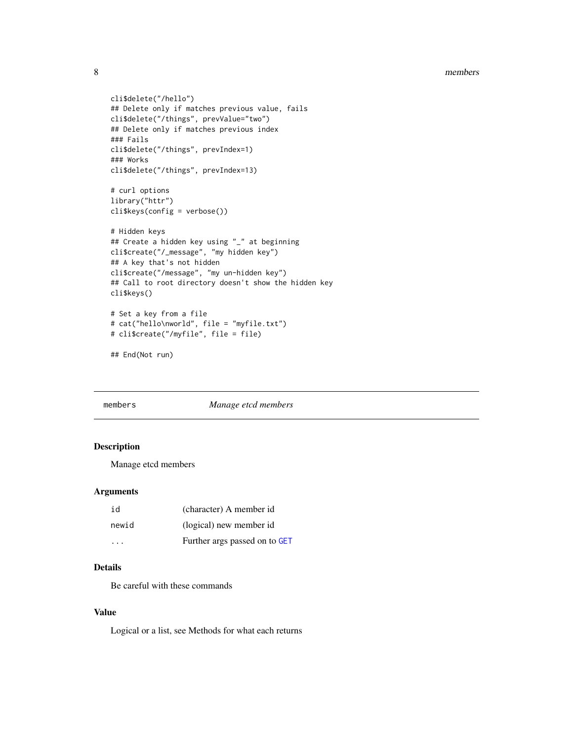```
cli$delete("/hello")
## Delete only if matches previous value, fails
cli$delete("/things", prevValue="two")
## Delete only if matches previous index
### Fails
cli$delete("/things", prevIndex=1)
### Works
cli$delete("/things", prevIndex=13)

# curl options
library("httr")
cli$keys(config = verbose())

# Hidden keys
## Create a hidden key using "_" at beginning
cli$create("/_message", "my hidden key")
## A key that's not hidden
cli$create("/message", "my un-hidden key")
## Call to root directory doesn't show the hidden key
cli$keys()

# Set a key from a file
# cat("hello\nworld", file = "myfile.txt")
# cli$create("/myfile", file = file)

## End(Not run)
```

## members *Manage etcd members*

### Description

Manage etcd members

### Arguments

| | |
|---|---|
| id | (character) A member id |
| newid | (logical) new member id |
| ... | Further args passed on to GET |

### Details

Be careful with these commands

### Value

Logical or a list, see Methods for what each returns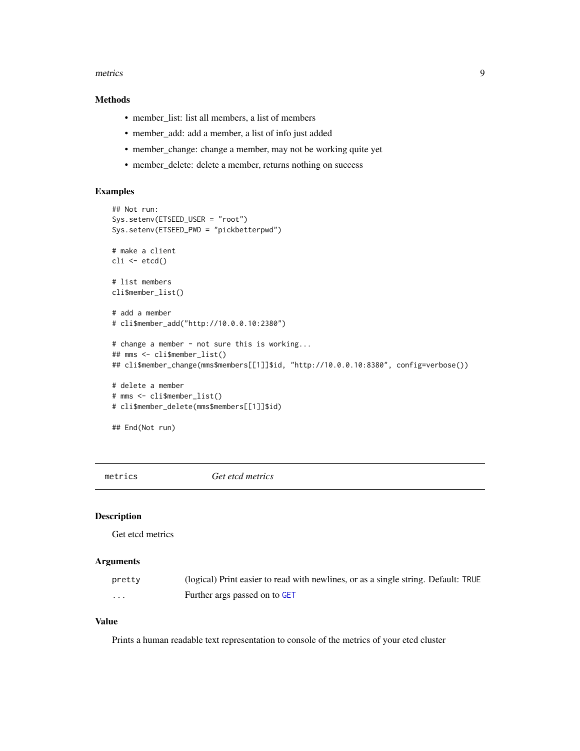### Methods

- member_list: list all members, a list of members
- member_add: add a member, a list of info just added
- member_change: change a member, may not be working quite yet
- member_delete: delete a member, returns nothing on success

### Examples

```
## Not run:
Sys.setenv(ETSEED_USER = "root")
Sys.setenv(ETSEED_PWD = "pickbetterpwd")

# make a client
cli <- etcd()

# list members
cli$member_list()

# add a member
# cli$member_add("http://10.0.0.10:2380")

# change a member - not sure this is working...
## mms <- cli$member_list()
## cli$member_change(mms$members[[1]]$id, "http://10.0.0.10:8380", config=verbose())

# delete a member
# mms <- cli$member_list()
# cli$member_delete(mms$members[[1]]$id)

## End(Not run)
```

## metrics — *Get etcd metrics*

### Description

Get etcd metrics

### Arguments

| | |
|---|---|
| pretty | (logical) Print easier to read with newlines, or as a single string. Default: TRUE |
| ... | Further args passed on to GET |

### Value

Prints a human readable text representation to console of the metrics of your etcd cluster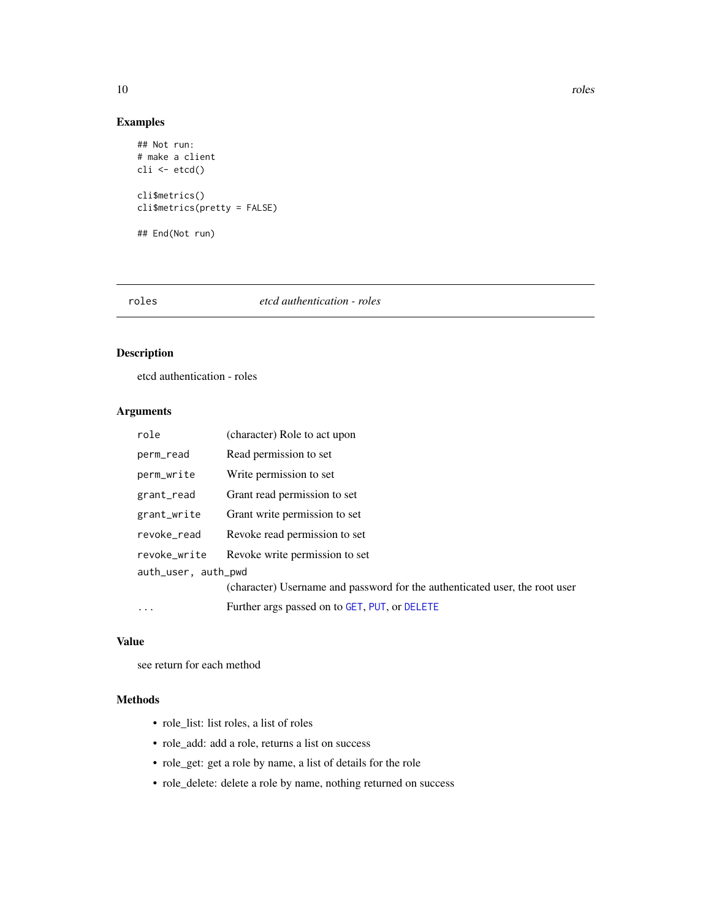### Examples

```
## Not run:
# make a client
cli <- etcd()

cli$metrics()
cli$metrics(pretty = FALSE)

## End(Not run)
```

---

## roles — *etcd authentication - roles*

---

### Description

etcd authentication - roles

### Arguments

| | |
|---|---|
| `role` | (character) Role to act upon |
| `perm_read` | Read permission to set |
| `perm_write` | Write permission to set |
| `grant_read` | Grant read permission to set |
| `grant_write` | Grant write permission to set |
| `revoke_read` | Revoke read permission to set |
| `revoke_write` | Revoke write permission to set |
| `auth_user, auth_pwd` | (character) Username and password for the authenticated user, the root user |
| `...` | Further args passed on to `GET`, `PUT`, or `DELETE` |

### Value

see return for each method

### Methods

- role_list: list roles, a list of roles
- role_add: add a role, returns a list on success
- role_get: get a role by name, a list of details for the role
- role_delete: delete a role by name, nothing returned on success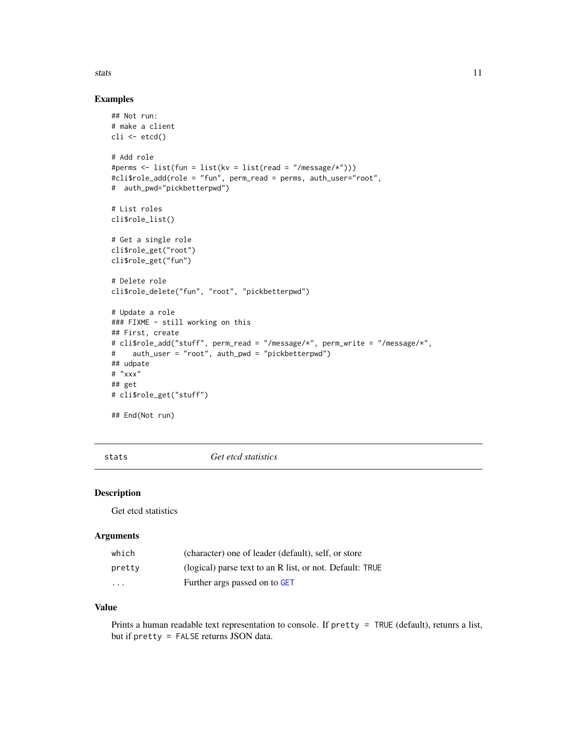### Examples

```
## Not run:
# make a client
cli <- etcd()

# Add role
#perms <- list(fun = list(kv = list(read = "/message/*")))
#cli$role_add(role = "fun", perm_read = perms, auth_user="root",
#  auth_pwd="pickbetterpwd")

# List roles
cli$role_list()

# Get a single role
cli$role_get("root")
cli$role_get("fun")

# Delete role
cli$role_delete("fun", "root", "pickbetterpwd")

# Update a role
### FIXME - still working on this
## First, create
# cli$role_add("stuff", perm_read = "/message/*", perm_write = "/message/*",
#    auth_user = "root", auth_pwd = "pickbetterpwd")
## udpate
# "xxx"
## get
# cli$role_get("stuff")

## End(Not run)
```

---

## stats *Get etcd statistics*

---

### Description

Get etcd statistics

### Arguments

| | |
|---|---|
| which | (character) one of leader (default), self, or store |
| pretty | (logical) parse text to an R list, or not. Default: TRUE |
| ... | Further args passed on to GET |

### Value

Prints a human readable text representation to console. If `pretty = TRUE` (default), retunrs a list, but if `pretty = FALSE` returns JSON data.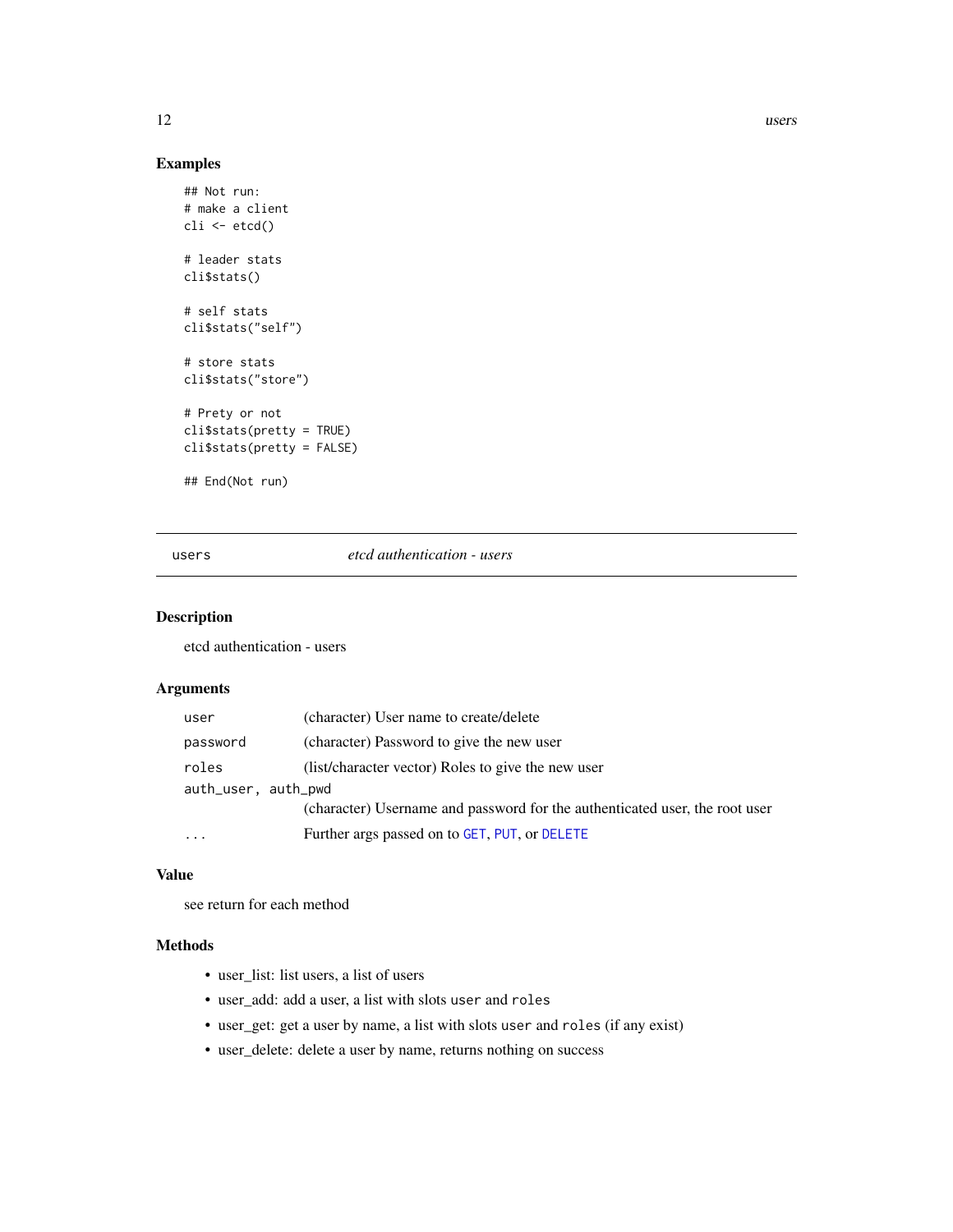## Examples

```
## Not run:
# make a client
cli <- etcd()

# leader stats
cli$stats()

# self stats
cli$stats("self")

# store stats
cli$stats("store")

# Prety or not
cli$stats(pretty = TRUE)
cli$stats(pretty = FALSE)

## End(Not run)
```

---

# users — *etcd authentication - users*

---

## Description

etcd authentication - users

## Arguments

| | |
|---|---|
| `user` | (character) User name to create/delete |
| `password` | (character) Password to give the new user |
| `roles` | (list/character vector) Roles to give the new user |
| `auth_user, auth_pwd` | (character) Username and password for the authenticated user, the root user |
| `...` | Further args passed on to `GET`, `PUT`, or `DELETE` |

## Value

see return for each method

## Methods

- user_list: list users, a list of users
- user_add: add a user, a list with slots `user` and `roles`
- user_get: get a user by name, a list with slots `user` and `roles` (if any exist)
- user_delete: delete a user by name, returns nothing on success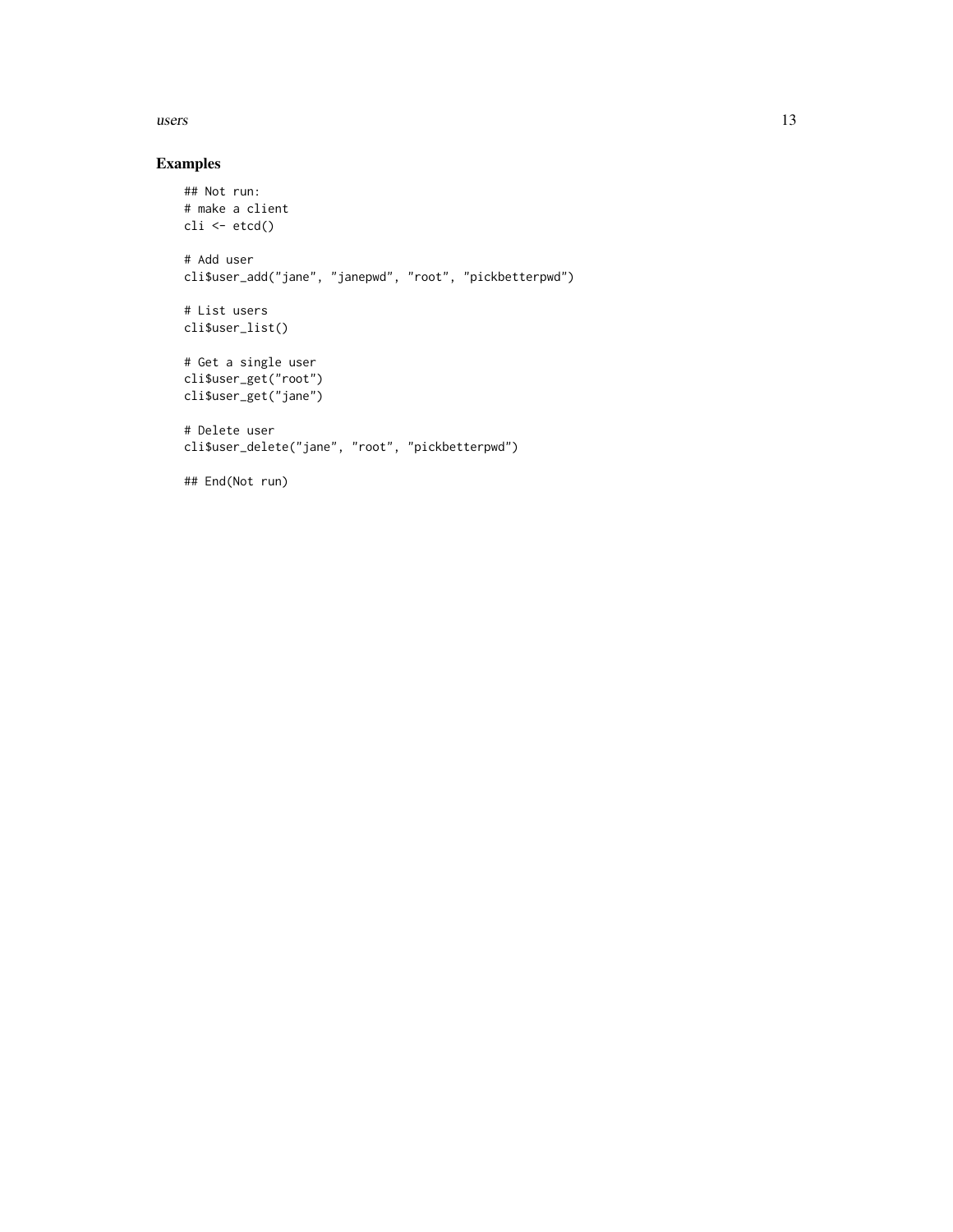## Examples

```
## Not run:
# make a client
cli <- etcd()

# Add user
cli$user_add("jane", "janepwd", "root", "pickbetterpwd")

# List users
cli$user_list()

# Get a single user
cli$user_get("root")
cli$user_get("jane")

# Delete user
cli$user_delete("jane", "root", "pickbetterpwd")

## End(Not run)
```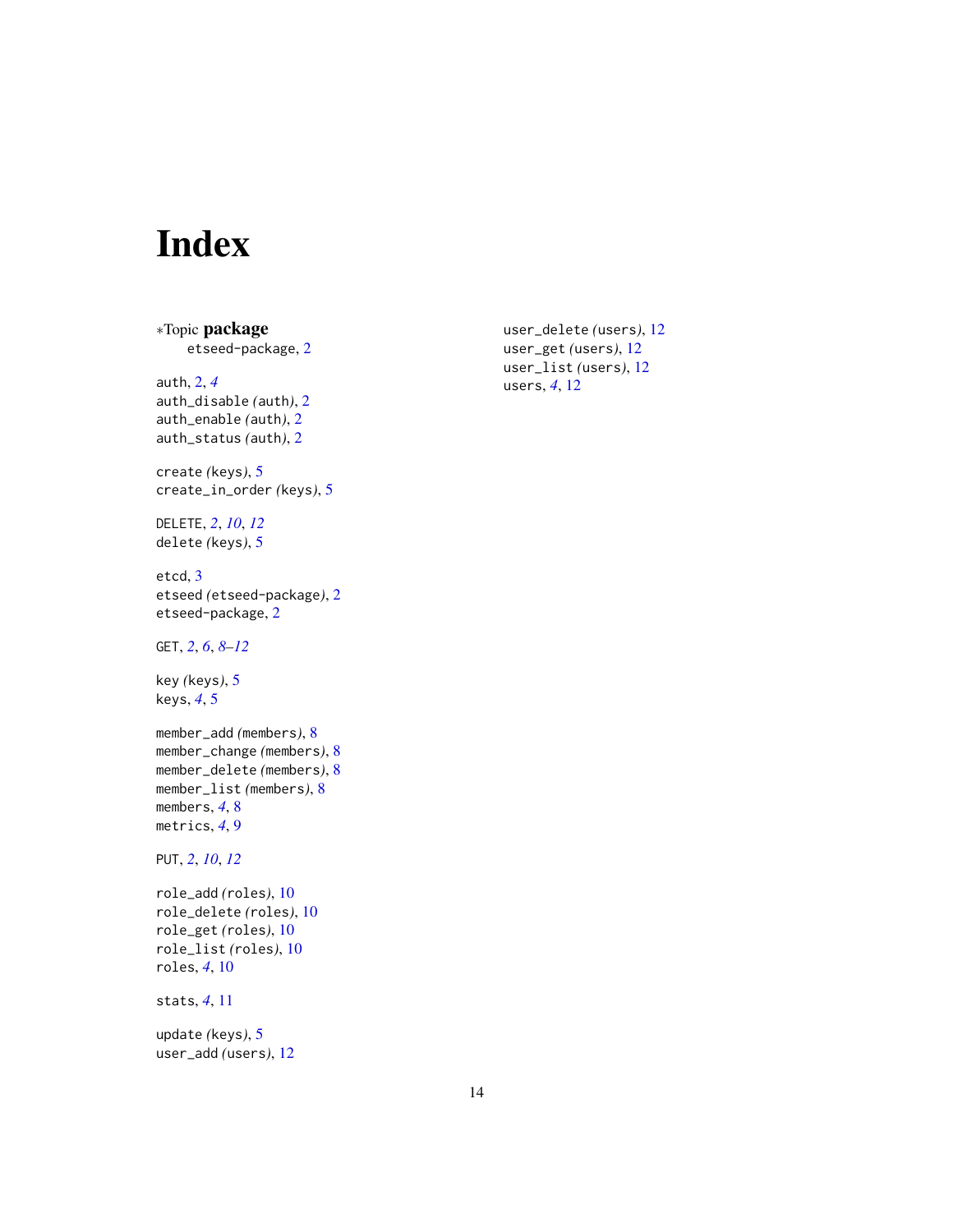# Index

∗Topic **package**

etseed-package, 2

auth, 2, *4*
auth_disable *(*auth*)*, 2
auth_enable *(*auth*)*, 2
auth_status *(*auth*)*, 2

create *(*keys*)*, 5
create_in_order *(*keys*)*, 5

DELETE, *2*, *10*, *12*
delete *(*keys*)*, 5

etcd, 3
etseed *(*etseed-package*)*, 2
etseed-package, 2

GET, *2*, *6*, *8–12*

key *(*keys*)*, 5
keys, *4*, 5

member_add *(*members*)*, 8
member_change *(*members*)*, 8
member_delete *(*members*)*, 8
member_list *(*members*)*, 8
members, *4*, 8
metrics, *4*, 9

PUT, *2*, *10*, *12*

role_add *(*roles*)*, 10
role_delete *(*roles*)*, 10
role_get *(*roles*)*, 10
role_list *(*roles*)*, 10
roles, *4*, 10

stats, *4*, 11

update *(*keys*)*, 5
user_add *(*users*)*, 12
user_delete *(*users*)*, 12
user_get *(*users*)*, 12
user_list *(*users*)*, 12
users, *4*, 12